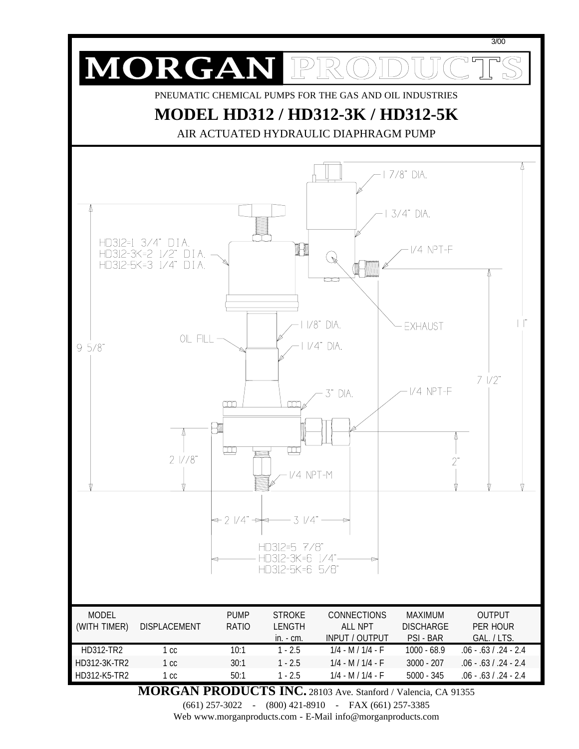# MORGAN PRODUCTS

PNEUMATIC CHEMICAL PUMPS FOR THE GAS AND OIL INDUSTRIES

## MODEL HD312 / HD312-3K / HD312-5K

AIR ACTUATED HYDRAULIC DIAPHRAGM PUMP

1 7/8" DIA.

1 3/4" DIA.

HD312=1 3/4" DIA.
HD312-3K=2 1/2" DIA.
HD312-5K=3 1/4" DIA.

1/4 NPT-F

EXHAUST

1 1/8" DIA.

OIL FILL

1 1/4" DIA.

9 5/8"

11"

7 1/2"

3" DIA.

1/4 NPT-F

2 1/8"

2"

1/4 NPT-M

2 1/4"

3 1/4"

HD312=5 7/8"
HD312-3K=6 1/4"
HD312-5K=6 5/8"

| MODEL (WITH TIMER) | DISPLACEMENT | PUMP RATIO | STROKE LENGTH in. - cm. | CONNECTIONS ALL NPT INPUT / OUTPUT | MAXIMUM DISCHARGE PSI - BAR | OUTPUT PER HOUR GAL. / LTS. |
|---|---|---|---|---|---|---|
| HD312-TR2 | 1 cc | 10:1 | 1 - 2.5 | 1/4 - M / 1/4 - F | 1000 - 68.9 | .06 - .63 / .24 - 2.4 |
| HD312-3K-TR2 | 1 cc | 30:1 | 1 - 2.5 | 1/4 - M / 1/4 - F | 3000 - 207 | .06 - .63 / .24 - 2.4 |
| HD312-K5-TR2 | 1 cc | 50:1 | 1 - 2.5 | 1/4 - M / 1/4 - F | 5000 - 345 | .06 - .63 / .24 - 2.4 |

**MORGAN PRODUCTS INC.** 28103 Ave. Stanford / Valencia, CA 91355

(661) 257-3022 - (800) 421-8910 - FAX (661) 257-3385

Web www.morganproducts.com - E-Mail info@morganproducts.com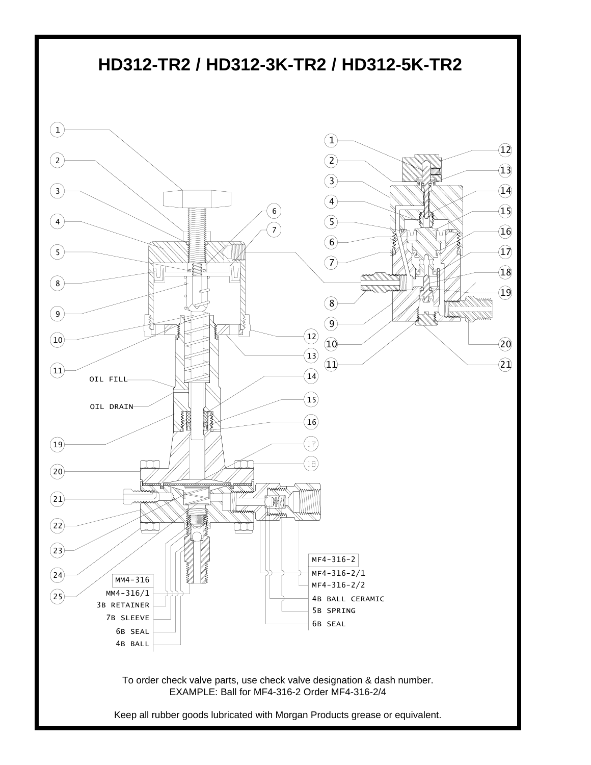# HD312-TR2 / HD312-3K-TR2 / HD312-5K-TR2

To order check valve parts, use check valve designation & dash number.
EXAMPLE: Ball for MF4-316-2 Order MF4-316-2/4

Keep all rubber goods lubricated with Morgan Products grease or equivalent.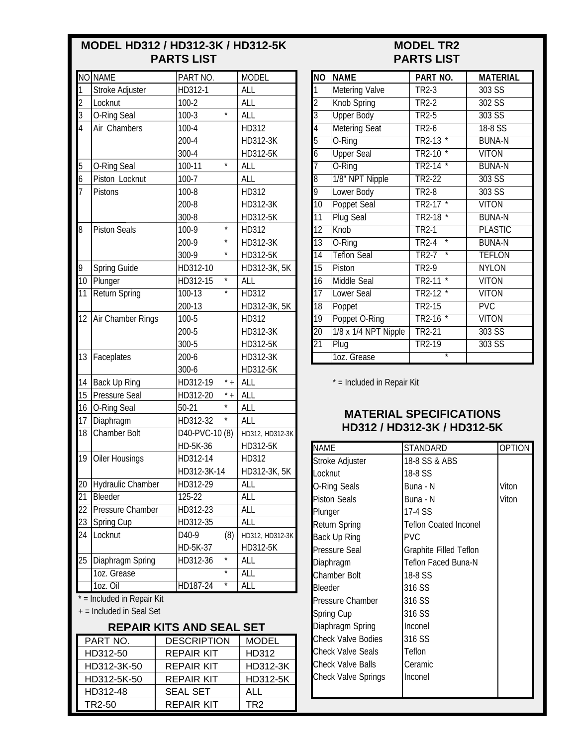## MODEL HD312 / HD312-3K / HD312-5K PARTS LIST

| NO | NAME | PART NO. | MODEL |
|---|---|---|---|
| 1 | Stroke Adjuster | HD312-1 | ALL |
| 2 | Locknut | 100-2 | ALL |
| 3 | O-Ring Seal | 100-3 * | ALL |
| 4 | Air Chambers | 100-4 | HD312 |
| | | 200-4 | HD312-3K |
| | | 300-4 | HD312-5K |
| 5 | O-Ring Seal | 100-11 * | ALL |
| 6 | Piston Locknut | 100-7 | ALL |
| 7 | Pistons | 100-8 | HD312 |
| | | 200-8 | HD312-3K |
| | | 300-8 | HD312-5K |
| 8 | Piston Seals | 100-9 * | HD312 |
| | | 200-9 * | HD312-3K |
| | | 300-9 * | HD312-5K |
| 9 | Spring Guide | HD312-10 | HD312-3K, 5K |
| 10 | Plunger | HD312-15 * | ALL |
| 11 | Return Spring | 100-13 * | HD312 |
| | | 200-13 | HD312-3K, 5K |
| 12 | Air Chamber Rings | 100-5 | HD312 |
| | | 200-5 | HD312-3K |
| | | 300-5 | HD312-5K |
| 13 | Faceplates | 200-6 | HD312-3K |
| | | 300-6 | HD312-5K |
| 14 | Back Up Ring | HD312-19 * + | ALL |
| 15 | Pressure Seal | HD312-20 * + | ALL |
| 16 | O-Ring Seal | 50-21 * | ALL |
| 17 | Diaphragm | HD312-32 * | ALL |
| 18 | Chamber Bolt | D40-PVC-10 (8) | HD312, HD312-3K |
| | | HD-5K-36 | HD312-5K |
| 19 | Oiler Housings | HD312-14 | HD312 |
| | | HD312-3K-14 | HD312-3K, 5K |
| 20 | Hydraulic Chamber | HD312-29 | ALL |
| 21 | Bleeder | 125-22 | ALL |
| 22 | Pressure Chamber | HD312-23 | ALL |
| 23 | Spring Cup | HD312-35 | ALL |
| 24 | Locknut | D40-9 (8) | HD312, HD312-3K |
| | | HD-5K-37 | HD312-5K |
| 25 | Diaphragm Spring | HD312-36 * | ALL |
| | 1oz. Grease | * | ALL |
| | 1oz. Oil | HD187-24 * | ALL |

* = Included in Repair Kit

+ = Included in Seal Set

## REPAIR KITS AND SEAL SET

| PART NO. | DESCRIPTION | MODEL |
|---|---|---|
| HD312-50 | REPAIR KIT | HD312 |
| HD312-3K-50 | REPAIR KIT | HD312-3K |
| HD312-5K-50 | REPAIR KIT | HD312-5K |
| HD312-48 | SEAL SET | ALL |
| TR2-50 | REPAIR KIT | TR2 |

## MODEL TR2 PARTS LIST

| NO | NAME | PART NO. | MATERIAL |
|---|---|---|---|
| 1 | Metering Valve | TR2-3 | 303 SS |
| 2 | Knob Spring | TR2-2 | 302 SS |
| 3 | Upper Body | TR2-5 | 303 SS |
| 4 | Metering Seat | TR2-6 | 18-8 SS |
| 5 | O-Ring | TR2-13 * | BUNA-N |
| 6 | Upper Seal | TR2-10 * | VITON |
| 7 | O-Ring | TR2-14 * | BUNA-N |
| 8 | 1/8" NPT Nipple | TR2-22 | 303 SS |
| 9 | Lower Body | TR2-8 | 303 SS |
| 10 | Poppet Seal | TR2-17 * | VITON |
| 11 | Plug Seal | TR2-18 * | BUNA-N |
| 12 | Knob | TR2-1 | PLASTIC |
| 13 | O-Ring | TR2-4 * | BUNA-N |
| 14 | Teflon Seal | TR2-7 * | TEFLON |
| 15 | Piston | TR2-9 | NYLON |
| 16 | Middle Seal | TR2-11 * | VITON |
| 17 | Lower Seal | TR2-12 * | VITON |
| 18 | Poppet | TR2-15 | PVC |
| 19 | Poppet O-Ring | TR2-16 * | VITON |
| 20 | 1/8 x 1/4 NPT Nipple | TR2-21 | 303 SS |
| 21 | Plug | TR2-19 | 303 SS |
| | 1oz. Grease | * | |

* = Included in Repair Kit

## MATERIAL SPECIFICATIONS HD312 / HD312-3K / HD312-5K

| NAME | STANDARD | OPTION |
|---|---|---|
| Stroke Adjuster | 18-8 SS & ABS | |
| Locknut | 18-8 SS | |
| O-Ring Seals | Buna - N | Viton |
| Piston Seals | Buna - N | Viton |
| Plunger | 17-4 SS | |
| Return Spring | Teflon Coated Inconel | |
| Back Up Ring | PVC | |
| Pressure Seal | Graphite Filled Teflon | |
| Diaphragm | Teflon Faced Buna-N | |
| Chamber Bolt | 18-8 SS | |
| Bleeder | 316 SS | |
| Pressure Chamber | 316 SS | |
| Spring Cup | 316 SS | |
| Diaphragm Spring | Inconel | |
| Check Valve Bodies | 316 SS | |
| Check Valve Seals | Teflon | |
| Check Valve Balls | Ceramic | |
| Check Valve Springs | Inconel | |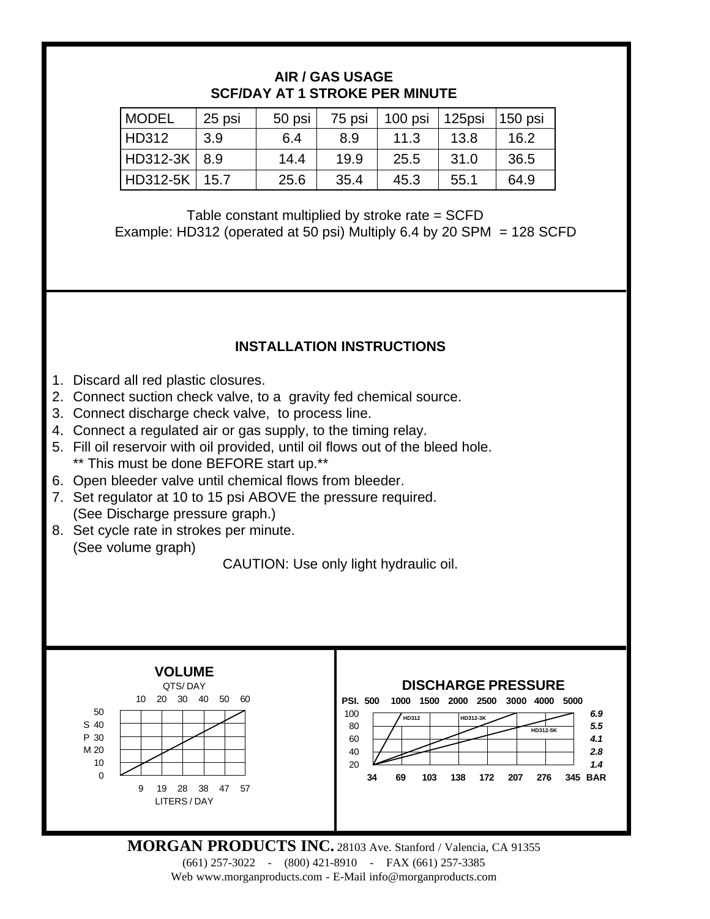## AIR / GAS USAGE
## SCF/DAY AT 1 STROKE PER MINUTE

| MODEL | 25 psi | 50 psi | 75 psi | 100 psi | 125psi | 150 psi |
|---|---|---|---|---|---|---|
| HD312 | 3.9 | 6.4 | 8.9 | 11.3 | 13.8 | 16.2 |
| HD312-3K | 8.9 | 14.4 | 19.9 | 25.5 | 31.0 | 36.5 |
| HD312-5K | 15.7 | 25.6 | 35.4 | 45.3 | 55.1 | 64.9 |

Table constant multiplied by stroke rate = SCFD

Example: HD312 (operated at 50 psi) Multiply 6.4 by 20 SPM = 128 SCFD

## INSTALLATION INSTRUCTIONS

1. Discard all red plastic closures.
2. Connect suction check valve, to a gravity fed chemical source.
3. Connect discharge check valve, to process line.
4. Connect a regulated air or gas supply, to the timing relay.
5. Fill oil reservoir with oil provided, until oil flows out of the bleed hole.
   ** This must be done BEFORE start up.**
6. Open bleeder valve until chemical flows from bleeder.
7. Set regulator at 10 to 15 psi ABOVE the pressure required.
   (See Discharge pressure graph.)
8. Set cycle rate in strokes per minute.
   (See volume graph)

CAUTION: Use only light hydraulic oil.

### VOLUME

QTS/ DAY

10 20 30 40 50 60

SPM: 50 40 30 20 10 0

9 19 28 38 47 57

LITERS / DAY

### DISCHARGE PRESSURE

PSI. 500 1000 1500 2000 2500 3000 4000 5000

100 80 60 40 20

6.9 5.5 4.1 2.8 1.4

HD312 HD312-3K HD312-5K

34 69 103 138 172 207 276 345 BAR

**MORGAN PRODUCTS INC.** 28103 Ave. Stanford / Valencia, CA 91355

(661) 257-3022 - (800) 421-8910 - FAX (661) 257-3385

Web www.morganproducts.com - E-Mail info@morganproducts.com